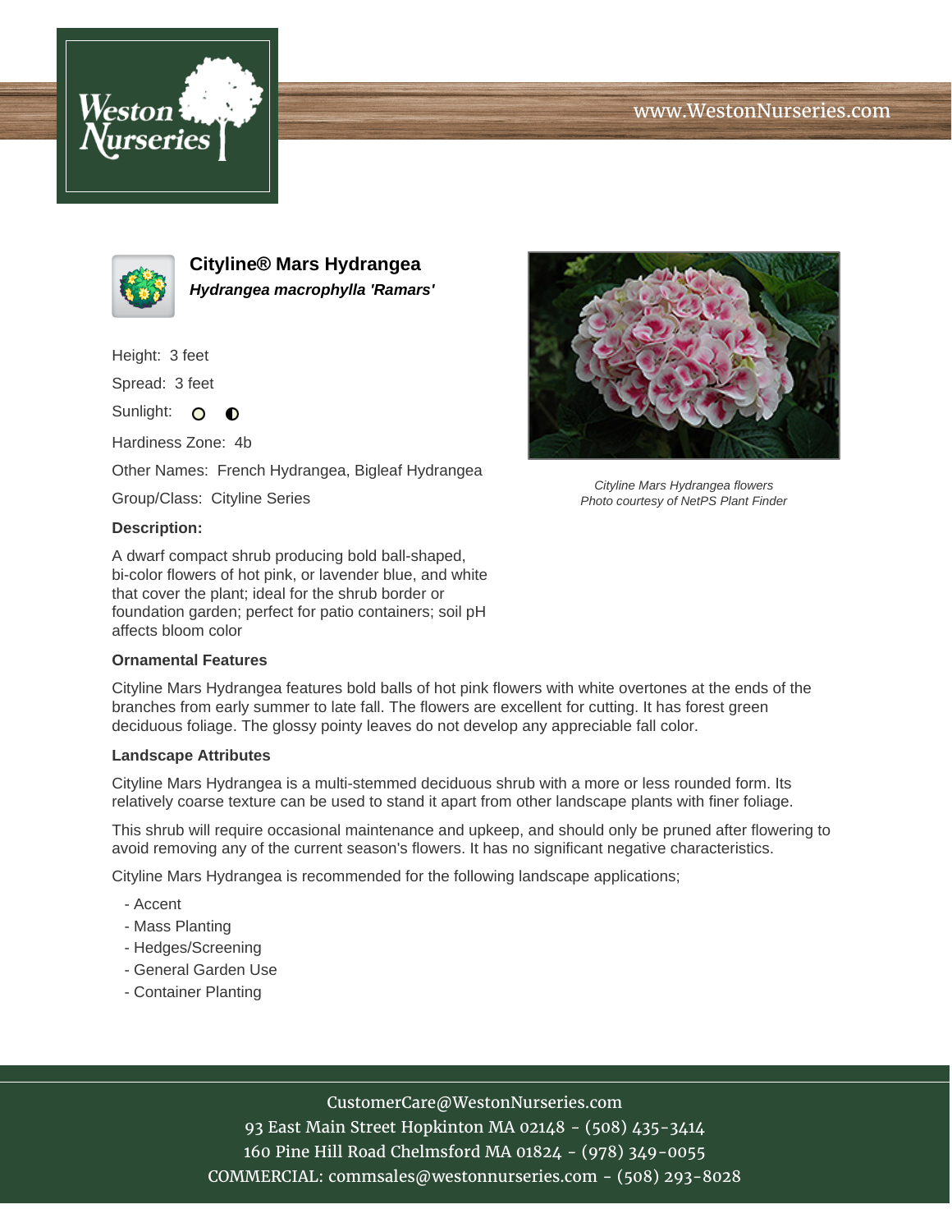# Cityline® Mars Hydrangea

***Hydrangea macrophylla 'Ramars'***

Height: 3 feet

Spread: 3 feet

Sunlight:

Hardiness Zone: 4b

Other Names: French Hydrangea, Bigleaf Hydrangea

Group/Class: Cityline Series

*Cityline Mars Hydrangea flowers*
*Photo courtesy of NetPS Plant Finder*

**Description:**

A dwarf compact shrub producing bold ball-shaped, bi-color flowers of hot pink, or lavender blue, and white that cover the plant; ideal for the shrub border or foundation garden; perfect for patio containers; soil pH affects bloom color

**Ornamental Features**

Cityline Mars Hydrangea features bold balls of hot pink flowers with white overtones at the ends of the branches from early summer to late fall. The flowers are excellent for cutting. It has forest green deciduous foliage. The glossy pointy leaves do not develop any appreciable fall color.

**Landscape Attributes**

Cityline Mars Hydrangea is a multi-stemmed deciduous shrub with a more or less rounded form. Its relatively coarse texture can be used to stand it apart from other landscape plants with finer foliage.

This shrub will require occasional maintenance and upkeep, and should only be pruned after flowering to avoid removing any of the current season's flowers. It has no significant negative characteristics.

Cityline Mars Hydrangea is recommended for the following landscape applications;

- Accent
- Mass Planting
- Hedges/Screening
- General Garden Use
- Container Planting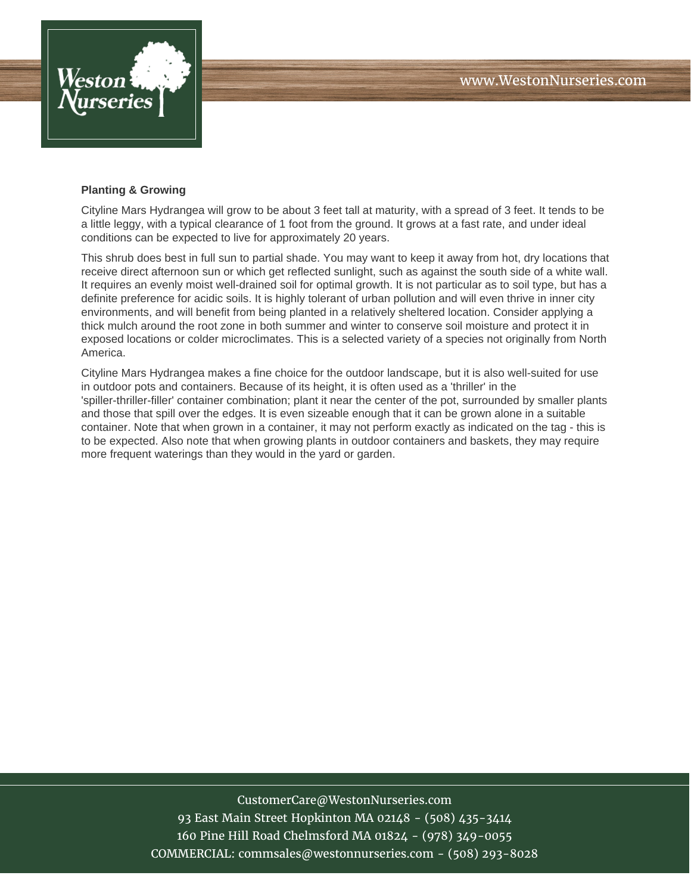**Planting & Growing**

Cityline Mars Hydrangea will grow to be about 3 feet tall at maturity, with a spread of 3 feet. It tends to be a little leggy, with a typical clearance of 1 foot from the ground. It grows at a fast rate, and under ideal conditions can be expected to live for approximately 20 years.

This shrub does best in full sun to partial shade. You may want to keep it away from hot, dry locations that receive direct afternoon sun or which get reflected sunlight, such as against the south side of a white wall. It requires an evenly moist well-drained soil for optimal growth. It is not particular as to soil type, but has a definite preference for acidic soils. It is highly tolerant of urban pollution and will even thrive in inner city environments, and will benefit from being planted in a relatively sheltered location. Consider applying a thick mulch around the root zone in both summer and winter to conserve soil moisture and protect it in exposed locations or colder microclimates. This is a selected variety of a species not originally from North America.

Cityline Mars Hydrangea makes a fine choice for the outdoor landscape, but it is also well-suited for use in outdoor pots and containers. Because of its height, it is often used as a 'thriller' in the 'spiller-thriller-filler' container combination; plant it near the center of the pot, surrounded by smaller plants and those that spill over the edges. It is even sizeable enough that it can be grown alone in a suitable container. Note that when grown in a container, it may not perform exactly as indicated on the tag - this is to be expected. Also note that when growing plants in outdoor containers and baskets, they may require more frequent waterings than they would in the yard or garden.